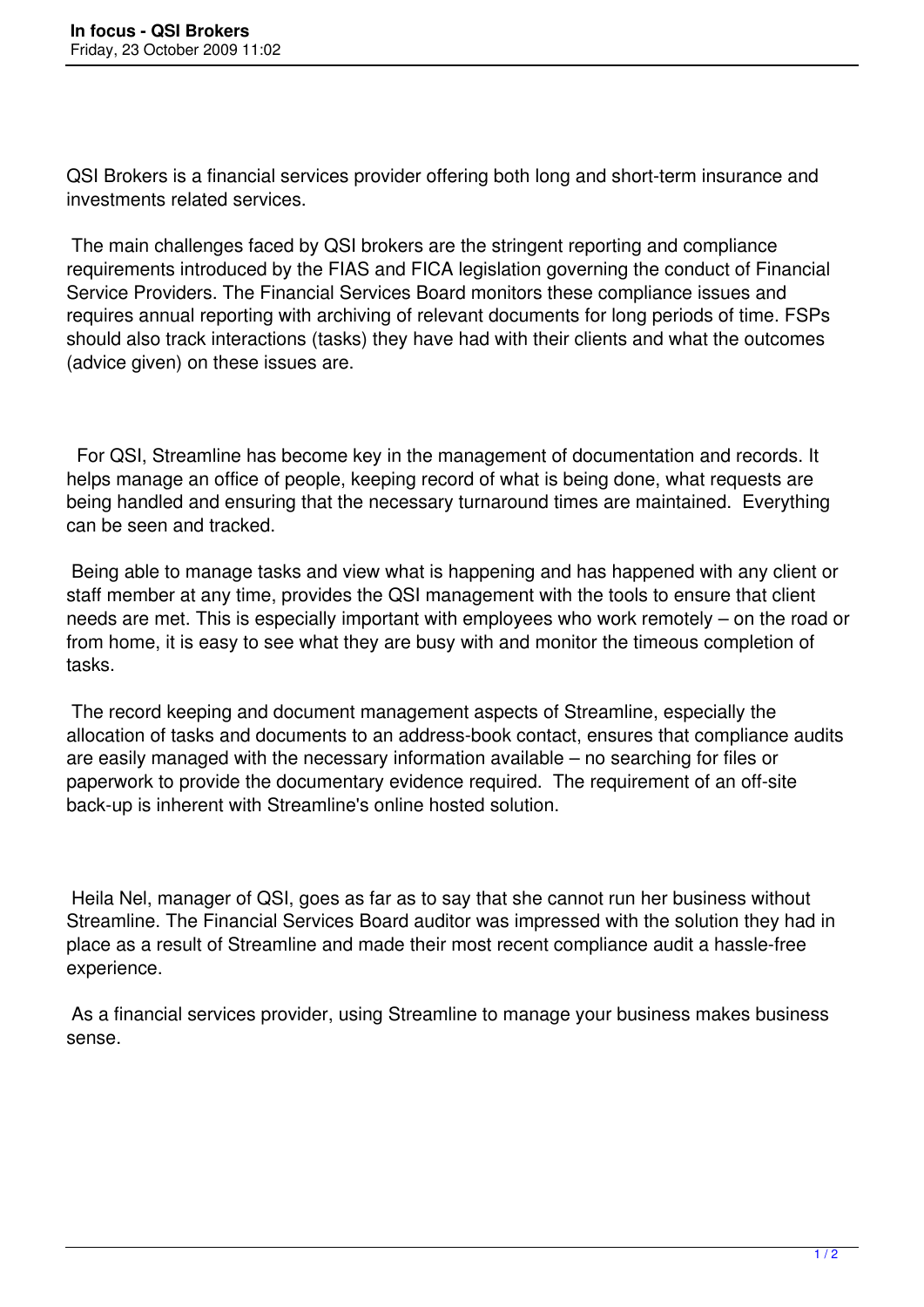# In focus - QSI Brokers

Friday, 23 October 2009 11:02

QSI Brokers is a financial services provider offering both long and short-term insurance and investments related services.

The main challenges faced by QSI brokers are the stringent reporting and compliance requirements introduced by the FIAS and FICA legislation governing the conduct of Financial Service Providers. The Financial Services Board monitors these compliance issues and requires annual reporting with archiving of relevant documents for long periods of time. FSPs should also track interactions (tasks) they have had with their clients and what the outcomes (advice given) on these issues are.

For QSI, Streamline has become key in the management of documentation and records. It helps manage an office of people, keeping record of what is being done, what requests are being handled and ensuring that the necessary turnaround times are maintained. Everything can be seen and tracked.

Being able to manage tasks and view what is happening and has happened with any client or staff member at any time, provides the QSI management with the tools to ensure that client needs are met. This is especially important with employees who work remotely – on the road or from home, it is easy to see what they are busy with and monitor the timeous completion of tasks.

The record keeping and document management aspects of Streamline, especially the allocation of tasks and documents to an address-book contact, ensures that compliance audits are easily managed with the necessary information available – no searching for files or paperwork to provide the documentary evidence required. The requirement of an off-site back-up is inherent with Streamline's online hosted solution.

Heila Nel, manager of QSI, goes as far as to say that she cannot run her business without Streamline. The Financial Services Board auditor was impressed with the solution they had in place as a result of Streamline and made their most recent compliance audit a hassle-free experience.

As a financial services provider, using Streamline to manage your business makes business sense.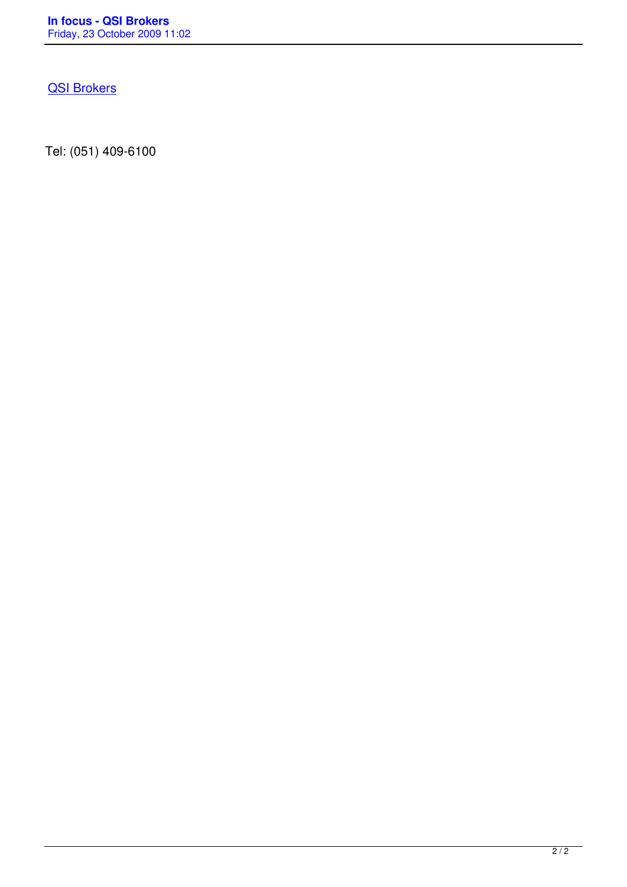[QSI Brokers]

Tel: (051) 409-6100